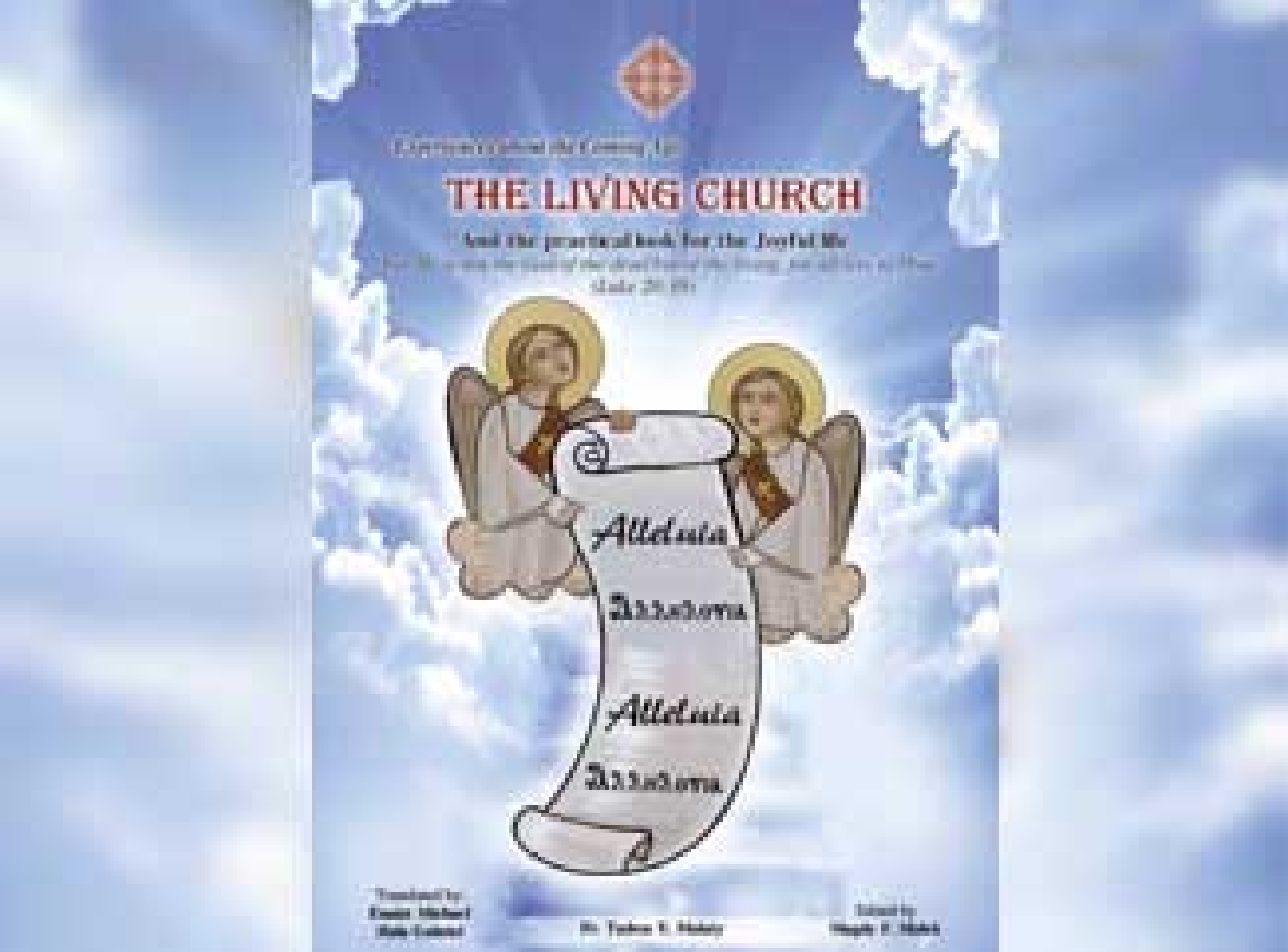# THE LIVING CHURCH

**And the practical book for the Joyful life**

Alleluia

Alleluia

Translated by:

Dr. Tadros Y. Malaty

Edited by: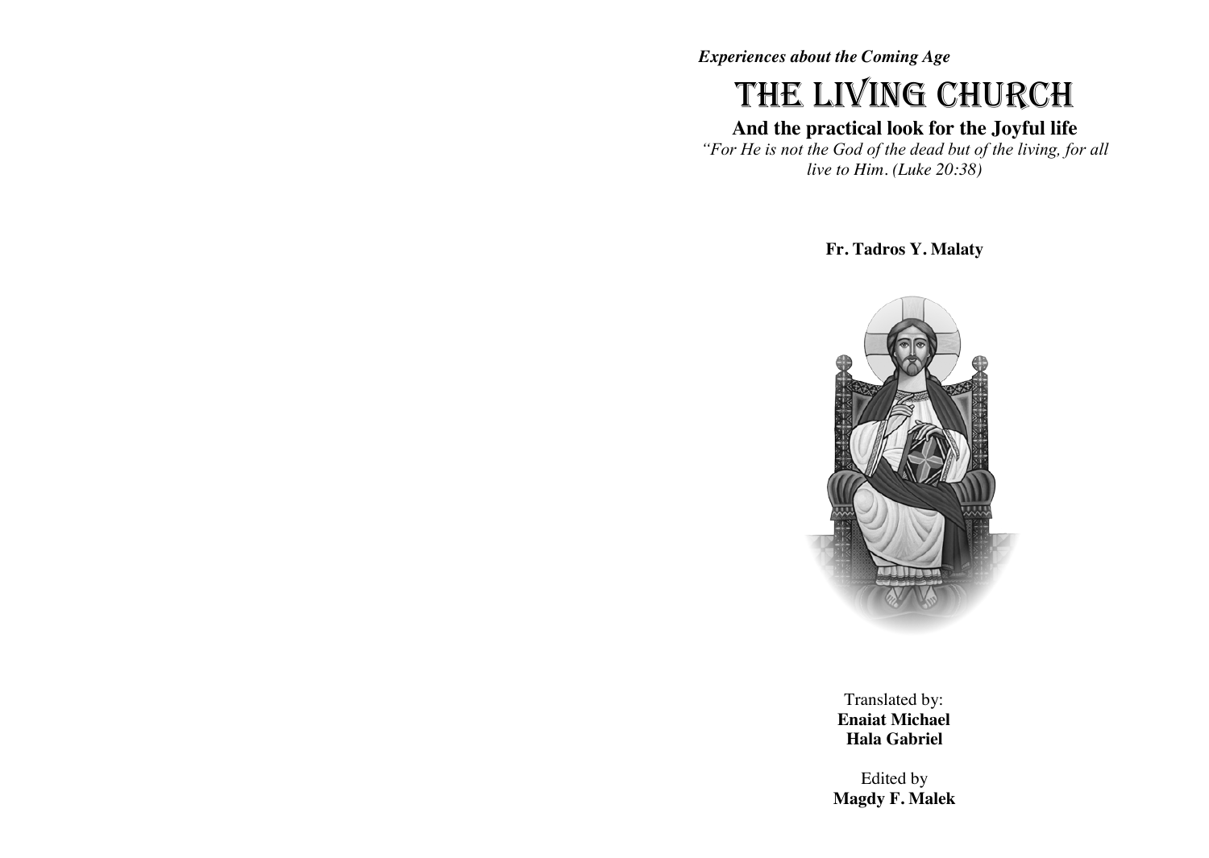***Experiences about the Coming Age***

# THE LIVING CHURCH

## And the practical look for the Joyful life

*"For He is not the God of the dead but of the living, for all live to Him. (Luke 20:38)*

**Fr. Tadros Y. Malaty**

Translated by:
**Enaiat Michael**
**Hala Gabriel**

Edited by
**Magdy F. Malek**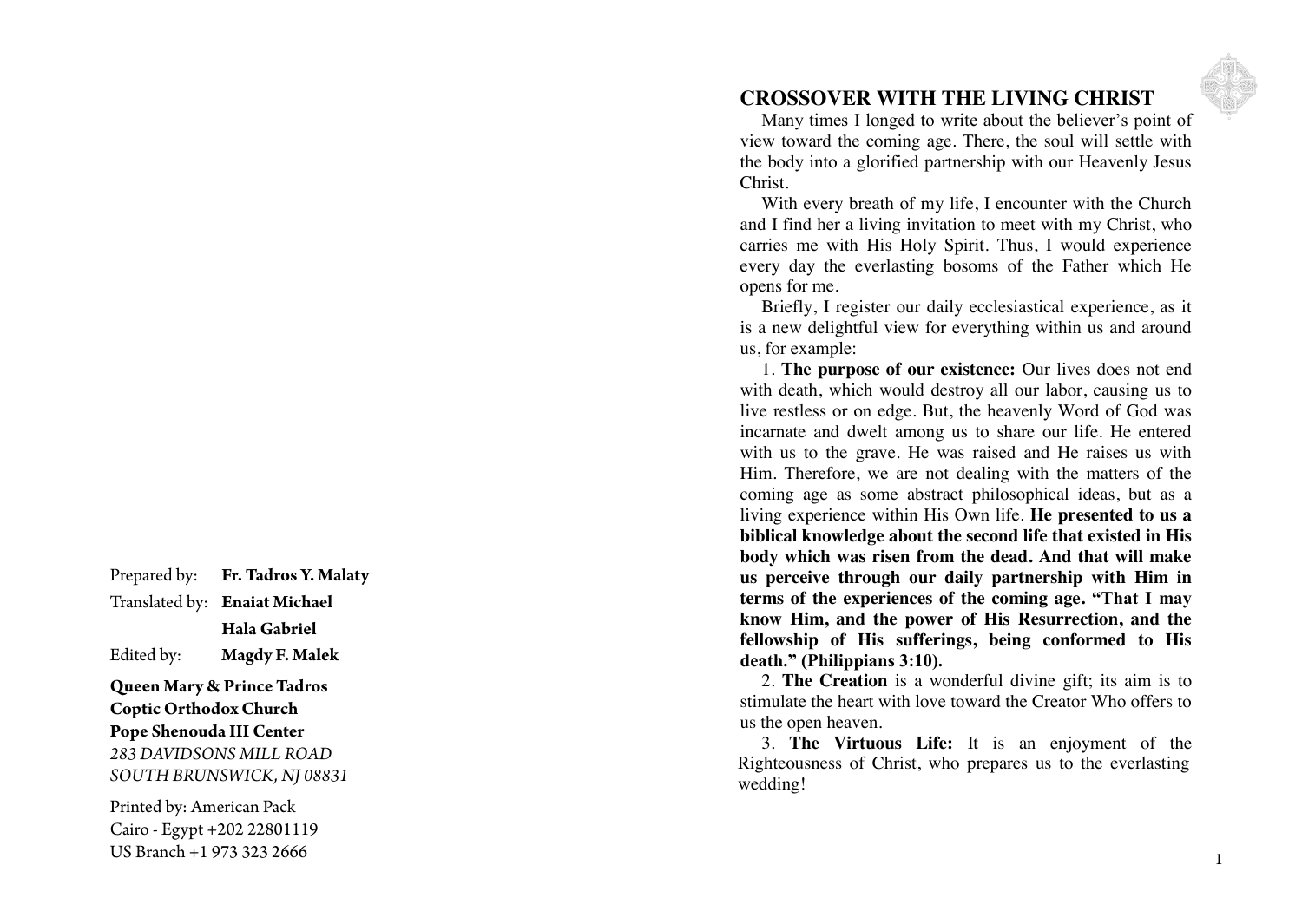Prepared by: **Fr. Tadros Y. Malaty**

Translated by: **Enaiat Michael**

**Hala Gabriel**

Edited by: **Magdy F. Malek**

**Queen Mary & Prince Tadros**
**Coptic Orthodox Church**
**Pope Shenouda III Center**
*283 DAVIDSONS MILL ROAD*
*SOUTH BRUNSWICK, NJ 08831*

Printed by: American Pack
Cairo - Egypt +202 22801119
US Branch +1 973 323 2666

## CROSSOVER WITH THE LIVING CHRIST

Many times I longed to write about the believer's point of view toward the coming age. There, the soul will settle with the body into a glorified partnership with our Heavenly Jesus Christ.

With every breath of my life, I encounter with the Church and I find her a living invitation to meet with my Christ, who carries me with His Holy Spirit. Thus, I would experience every day the everlasting bosoms of the Father which He opens for me.

Briefly, I register our daily ecclesiastical experience, as it is a new delightful view for everything within us and around us, for example:

1. **The purpose of our existence:** Our lives does not end with death, which would destroy all our labor, causing us to live restless or on edge. But, the heavenly Word of God was incarnate and dwelt among us to share our life. He entered with us to the grave. He was raised and He raises us with Him. Therefore, we are not dealing with the matters of the coming age as some abstract philosophical ideas, but as a living experience within His Own life. **He presented to us a biblical knowledge about the second life that existed in His body which was risen from the dead. And that will make us perceive through our daily partnership with Him in terms of the experiences of the coming age. "That I may know Him, and the power of His Resurrection, and the fellowship of His sufferings, being conformed to His death." (Philippians 3:10).**

2. **The Creation** is a wonderful divine gift; its aim is to stimulate the heart with love toward the Creator Who offers to us the open heaven.

3. **The Virtuous Life:** It is an enjoyment of the Righteousness of Christ, who prepares us to the everlasting wedding!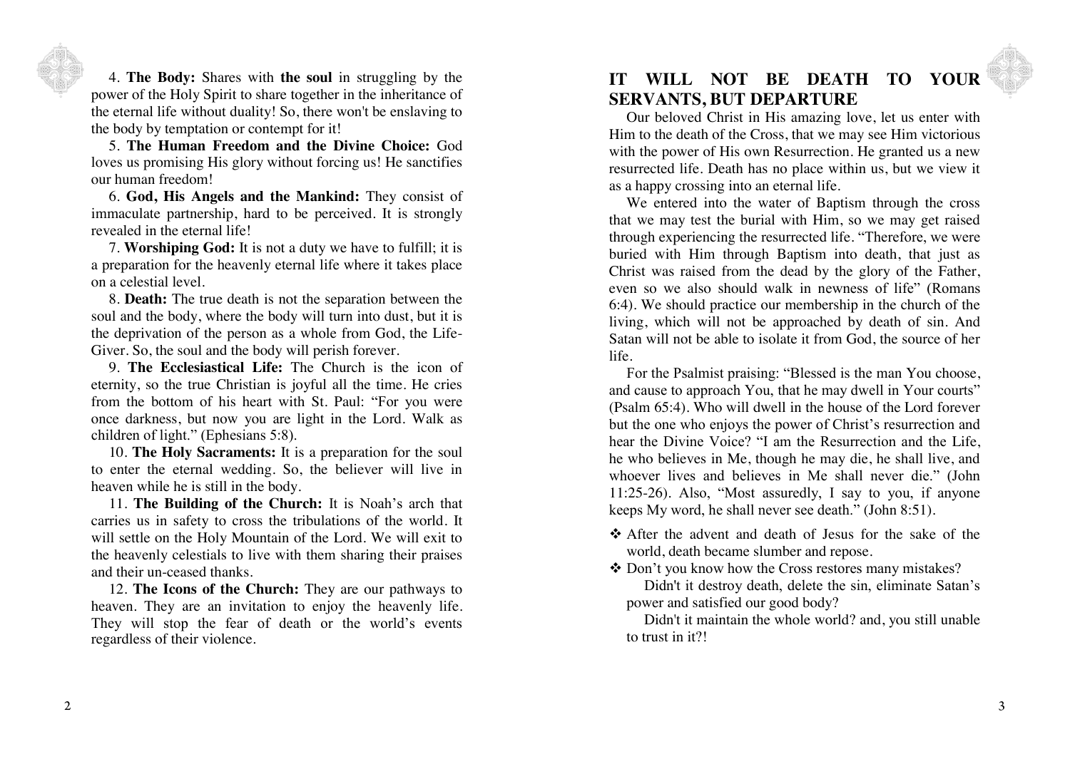4. **The Body:** Shares with **the soul** in struggling by the power of the Holy Spirit to share together in the inheritance of the eternal life without duality! So, there won't be enslaving to the body by temptation or contempt for it!

5. **The Human Freedom and the Divine Choice:** God loves us promising His glory without forcing us! He sanctifies our human freedom!

6. **God, His Angels and the Mankind:** They consist of immaculate partnership, hard to be perceived. It is strongly revealed in the eternal life!

7. **Worshiping God:** It is not a duty we have to fulfill; it is a preparation for the heavenly eternal life where it takes place on a celestial level.

8. **Death:** The true death is not the separation between the soul and the body, where the body will turn into dust, but it is the deprivation of the person as a whole from God, the Life-Giver. So, the soul and the body will perish forever.

9. **The Ecclesiastical Life:** The Church is the icon of eternity, so the true Christian is joyful all the time. He cries from the bottom of his heart with St. Paul: "For you were once darkness, but now you are light in the Lord. Walk as children of light." (Ephesians 5:8).

10. **The Holy Sacraments:** It is a preparation for the soul to enter the eternal wedding. So, the believer will live in heaven while he is still in the body.

11. **The Building of the Church:** It is Noah's arch that carries us in safety to cross the tribulations of the world. It will settle on the Holy Mountain of the Lord. We will exit to the heavenly celestials to live with them sharing their praises and their un-ceased thanks.

12. **The Icons of the Church:** They are our pathways to heaven. They are an invitation to enjoy the heavenly life. They will stop the fear of death or the world's events regardless of their violence.

## IT WILL NOT BE DEATH TO YOUR SERVANTS, BUT DEPARTURE

Our beloved Christ in His amazing love, let us enter with Him to the death of the Cross, that we may see Him victorious with the power of His own Resurrection. He granted us a new resurrected life. Death has no place within us, but we view it as a happy crossing into an eternal life.

We entered into the water of Baptism through the cross that we may test the burial with Him, so we may get raised through experiencing the resurrected life. "Therefore, we were buried with Him through Baptism into death, that just as Christ was raised from the dead by the glory of the Father, even so we also should walk in newness of life" (Romans 6:4). We should practice our membership in the church of the living, which will not be approached by death of sin. And Satan will not be able to isolate it from God, the source of her life.

For the Psalmist praising: "Blessed is the man You choose, and cause to approach You, that he may dwell in Your courts" (Psalm 65:4). Who will dwell in the house of the Lord forever but the one who enjoys the power of Christ's resurrection and hear the Divine Voice? "I am the Resurrection and the Life, he who believes in Me, though he may die, he shall live, and whoever lives and believes in Me shall never die." (John 11:25-26). Also, "Most assuredly, I say to you, if anyone keeps My word, he shall never see death." (John 8:51).

- ❖ After the advent and death of Jesus for the sake of the world, death became slumber and repose.
- ❖ Don't you know how the Cross restores many mistakes?

  Didn't it destroy death, delete the sin, eliminate Satan's power and satisfied our good body?

  Didn't it maintain the whole world? and, you still unable to trust in it?!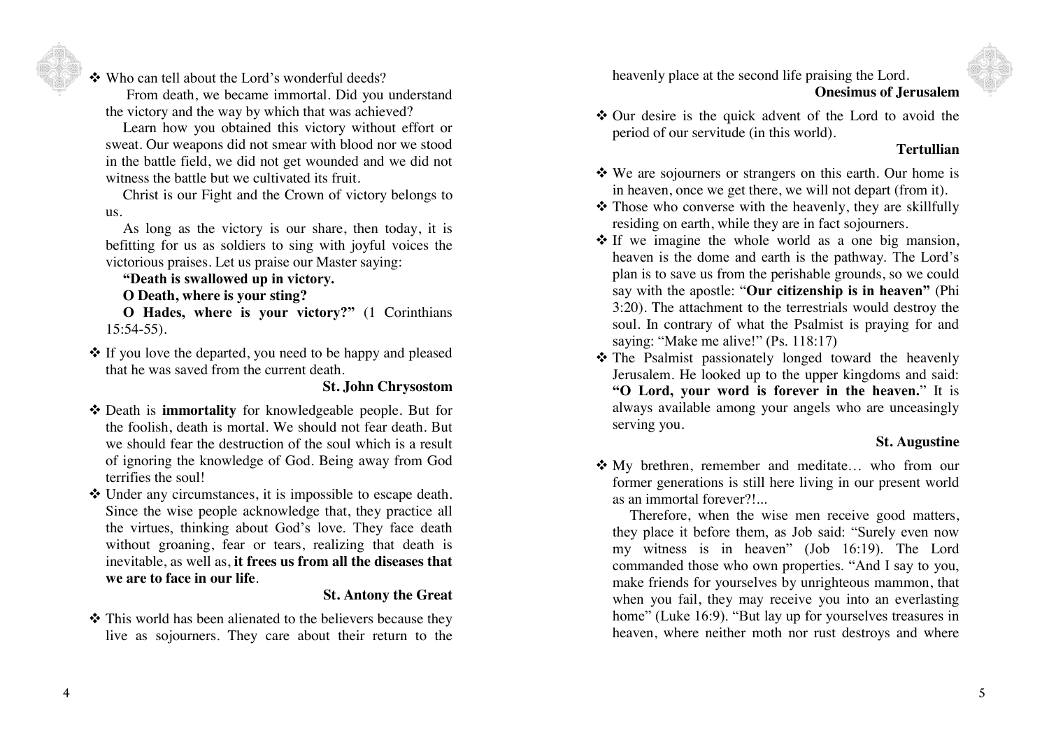❖ Who can tell about the Lord's wonderful deeds?

From death, we became immortal. Did you understand the victory and the way by which that was achieved?

Learn how you obtained this victory without effort or sweat. Our weapons did not smear with blood nor we stood in the battle field, we did not get wounded and we did not witness the battle but we cultivated its fruit.

Christ is our Fight and the Crown of victory belongs to us.

As long as the victory is our share, then today, it is befitting for us as soldiers to sing with joyful voices the victorious praises. Let us praise our Master saying:

**"Death is swallowed up in victory.**

**O Death, where is your sting?**

**O Hades, where is your victory?"** (1 Corinthians 15:54-55).

❖ If you love the departed, you need to be happy and pleased that he was saved from the current death.

**St. John Chrysostom**

❖ Death is **immortality** for knowledgeable people. But for the foolish, death is mortal. We should not fear death. But we should fear the destruction of the soul which is a result of ignoring the knowledge of God. Being away from God terrifies the soul!

❖ Under any circumstances, it is impossible to escape death. Since the wise people acknowledge that, they practice all the virtues, thinking about God's love. They face death without groaning, fear or tears, realizing that death is inevitable, as well as, **it frees us from all the diseases that we are to face in our life**.

**St. Antony the Great**

❖ This world has been alienated to the believers because they live as sojourners. They care about their return to the heavenly place at the second life praising the Lord.

**Onesimus of Jerusalem**

❖ Our desire is the quick advent of the Lord to avoid the period of our servitude (in this world).

**Tertullian**

❖ We are sojourners or strangers on this earth. Our home is in heaven, once we get there, we will not depart (from it).

❖ Those who converse with the heavenly, they are skillfully residing on earth, while they are in fact sojourners.

❖ If we imagine the whole world as a one big mansion, heaven is the dome and earth is the pathway. The Lord's plan is to save us from the perishable grounds, so we could say with the apostle: "**Our citizenship is in heaven"** (Phi 3:20). The attachment to the terrestrials would destroy the soul. In contrary of what the Psalmist is praying for and saying: "Make me alive!" (Ps. 118:17)

❖ The Psalmist passionately longed toward the heavenly Jerusalem. He looked up to the upper kingdoms and said: **"O Lord, your word is forever in the heaven.**" It is always available among your angels who are unceasingly serving you.

**St. Augustine**

❖ My brethren, remember and meditate… who from our former generations is still here living in our present world as an immortal forever?!...

Therefore, when the wise men receive good matters, they place it before them, as Job said: "Surely even now my witness is in heaven" (Job 16:19). The Lord commanded those who own properties. "And I say to you, make friends for yourselves by unrighteous mammon, that when you fail, they may receive you into an everlasting home" (Luke 16:9). "But lay up for yourselves treasures in heaven, where neither moth nor rust destroys and where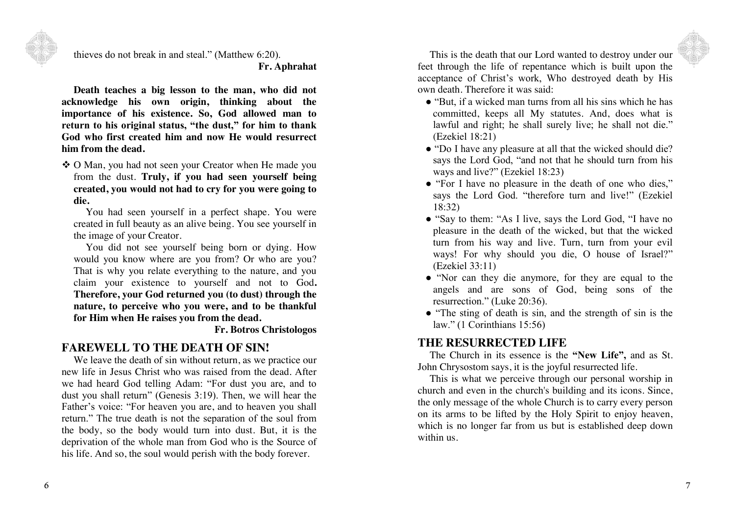thieves do not break in and steal." (Matthew 6:20).

**Fr. Aphrahat**

**Death teaches a big lesson to the man, who did not acknowledge his own origin, thinking about the importance of his existence. So, God allowed man to return to his original status, "the dust," for him to thank God who first created him and now He would resurrect him from the dead.**

❖ O Man, you had not seen your Creator when He made you from the dust. **Truly, if you had seen yourself being created, you would not had to cry for you were going to die.**

You had seen yourself in a perfect shape. You were created in full beauty as an alive being. You see yourself in the image of your Creator.

You did not see yourself being born or dying. How would you know where are you from? Or who are you? That is why you relate everything to the nature, and you claim your existence to yourself and not to God**. Therefore, your God returned you (to dust) through the nature, to perceive who you were, and to be thankful for Him when He raises you from the dead.**

**Fr. Botros Christologos**

## FAREWELL TO THE DEATH OF SIN!

We leave the death of sin without return, as we practice our new life in Jesus Christ who was raised from the dead. After we had heard God telling Adam: "For dust you are, and to dust you shall return" (Genesis 3:19). Then, we will hear the Father's voice: "For heaven you are, and to heaven you shall return." The true death is not the separation of the soul from the body, so the body would turn into dust. But, it is the deprivation of the whole man from God who is the Source of his life. And so, the soul would perish with the body forever.

This is the death that our Lord wanted to destroy under our feet through the life of repentance which is built upon the acceptance of Christ's work, Who destroyed death by His own death. Therefore it was said:

- "But, if a wicked man turns from all his sins which he has committed, keeps all My statutes. And, does what is lawful and right; he shall surely live; he shall not die." (Ezekiel 18:21)
- "Do I have any pleasure at all that the wicked should die? says the Lord God, "and not that he should turn from his ways and live?" (Ezekiel 18:23)
- "For I have no pleasure in the death of one who dies," says the Lord God. "therefore turn and live!" (Ezekiel 18:32)
- "Say to them: "As I live, says the Lord God, "I have no pleasure in the death of the wicked, but that the wicked turn from his way and live. Turn, turn from your evil ways! For why should you die, O house of Israel?" (Ezekiel 33:11)
- "Nor can they die anymore, for they are equal to the angels and are sons of God, being sons of the resurrection." (Luke 20:36).
- "The sting of death is sin, and the strength of sin is the law." (1 Corinthians 15:56)

## THE RESURRECTED LIFE

The Church in its essence is the **"New Life",** and as St. John Chrysostom says, it is the joyful resurrected life.

This is what we perceive through our personal worship in church and even in the church's building and its icons. Since, the only message of the whole Church is to carry every person on its arms to be lifted by the Holy Spirit to enjoy heaven, which is no longer far from us but is established deep down within us.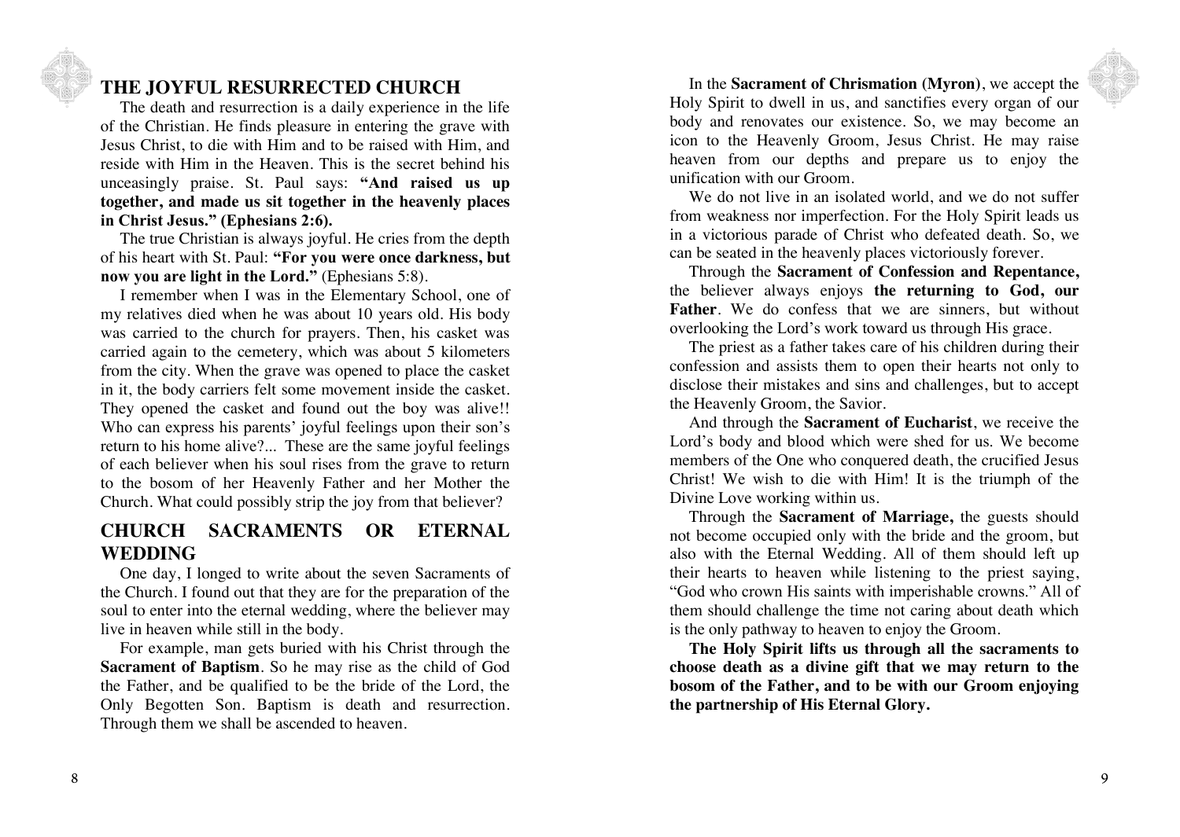## THE JOYFUL RESURRECTED CHURCH

The death and resurrection is a daily experience in the life of the Christian. He finds pleasure in entering the grave with Jesus Christ, to die with Him and to be raised with Him, and reside with Him in the Heaven. This is the secret behind his unceasingly praise. St. Paul says: **"And raised us up together, and made us sit together in the heavenly places in Christ Jesus." (Ephesians 2:6).**

The true Christian is always joyful. He cries from the depth of his heart with St. Paul: **"For you were once darkness, but now you are light in the Lord."** (Ephesians 5:8).

I remember when I was in the Elementary School, one of my relatives died when he was about 10 years old. His body was carried to the church for prayers. Then, his casket was carried again to the cemetery, which was about 5 kilometers from the city. When the grave was opened to place the casket in it, the body carriers felt some movement inside the casket. They opened the casket and found out the boy was alive!! Who can express his parents' joyful feelings upon their son's return to his home alive?... These are the same joyful feelings of each believer when his soul rises from the grave to return to the bosom of her Heavenly Father and her Mother the Church. What could possibly strip the joy from that believer?

## CHURCH SACRAMENTS OR ETERNAL WEDDING

One day, I longed to write about the seven Sacraments of the Church. I found out that they are for the preparation of the soul to enter into the eternal wedding, where the believer may live in heaven while still in the body.

For example, man gets buried with his Christ through the **Sacrament of Baptism**. So he may rise as the child of God the Father, and be qualified to be the bride of the Lord, the Only Begotten Son. Baptism is death and resurrection. Through them we shall be ascended to heaven.

In the **Sacrament of Chrismation (Myron)**, we accept the Holy Spirit to dwell in us, and sanctifies every organ of our body and renovates our existence. So, we may become an icon to the Heavenly Groom, Jesus Christ. He may raise heaven from our depths and prepare us to enjoy the unification with our Groom.

We do not live in an isolated world, and we do not suffer from weakness nor imperfection. For the Holy Spirit leads us in a victorious parade of Christ who defeated death. So, we can be seated in the heavenly places victoriously forever.

Through the **Sacrament of Confession and Repentance,** the believer always enjoys **the returning to God, our Father**. We do confess that we are sinners, but without overlooking the Lord's work toward us through His grace.

The priest as a father takes care of his children during their confession and assists them to open their hearts not only to disclose their mistakes and sins and challenges, but to accept the Heavenly Groom, the Savior.

And through the **Sacrament of Eucharist**, we receive the Lord's body and blood which were shed for us. We become members of the One who conquered death, the crucified Jesus Christ! We wish to die with Him! It is the triumph of the Divine Love working within us.

Through the **Sacrament of Marriage,** the guests should not become occupied only with the bride and the groom, but also with the Eternal Wedding. All of them should left up their hearts to heaven while listening to the priest saying, "God who crown His saints with imperishable crowns." All of them should challenge the time not caring about death which is the only pathway to heaven to enjoy the Groom.

**The Holy Spirit lifts us through all the sacraments to choose death as a divine gift that we may return to the bosom of the Father, and to be with our Groom enjoying the partnership of His Eternal Glory.**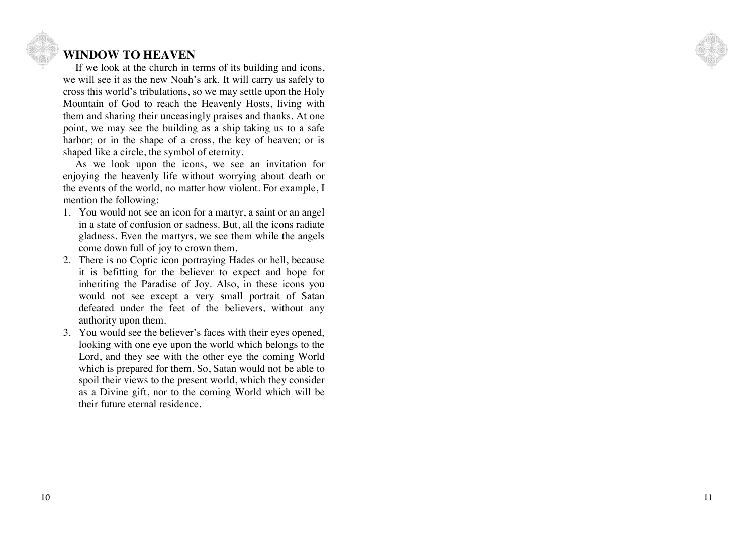## WINDOW TO HEAVEN

If we look at the church in terms of its building and icons, we will see it as the new Noah's ark. It will carry us safely to cross this world's tribulations, so we may settle upon the Holy Mountain of God to reach the Heavenly Hosts, living with them and sharing their unceasingly praises and thanks. At one point, we may see the building as a ship taking us to a safe harbor; or in the shape of a cross, the key of heaven; or is shaped like a circle, the symbol of eternity.

As we look upon the icons, we see an invitation for enjoying the heavenly life without worrying about death or the events of the world, no matter how violent. For example, I mention the following:

1. You would not see an icon for a martyr, a saint or an angel in a state of confusion or sadness. But, all the icons radiate gladness. Even the martyrs, we see them while the angels come down full of joy to crown them.
2. There is no Coptic icon portraying Hades or hell, because it is befitting for the believer to expect and hope for inheriting the Paradise of Joy. Also, in these icons you would not see except a very small portrait of Satan defeated under the feet of the believers, without any authority upon them.
3. You would see the believer's faces with their eyes opened, looking with one eye upon the world which belongs to the Lord, and they see with the other eye the coming World which is prepared for them. So, Satan would not be able to spoil their views to the present world, which they consider as a Divine gift, nor to the coming World which will be their future eternal residence.